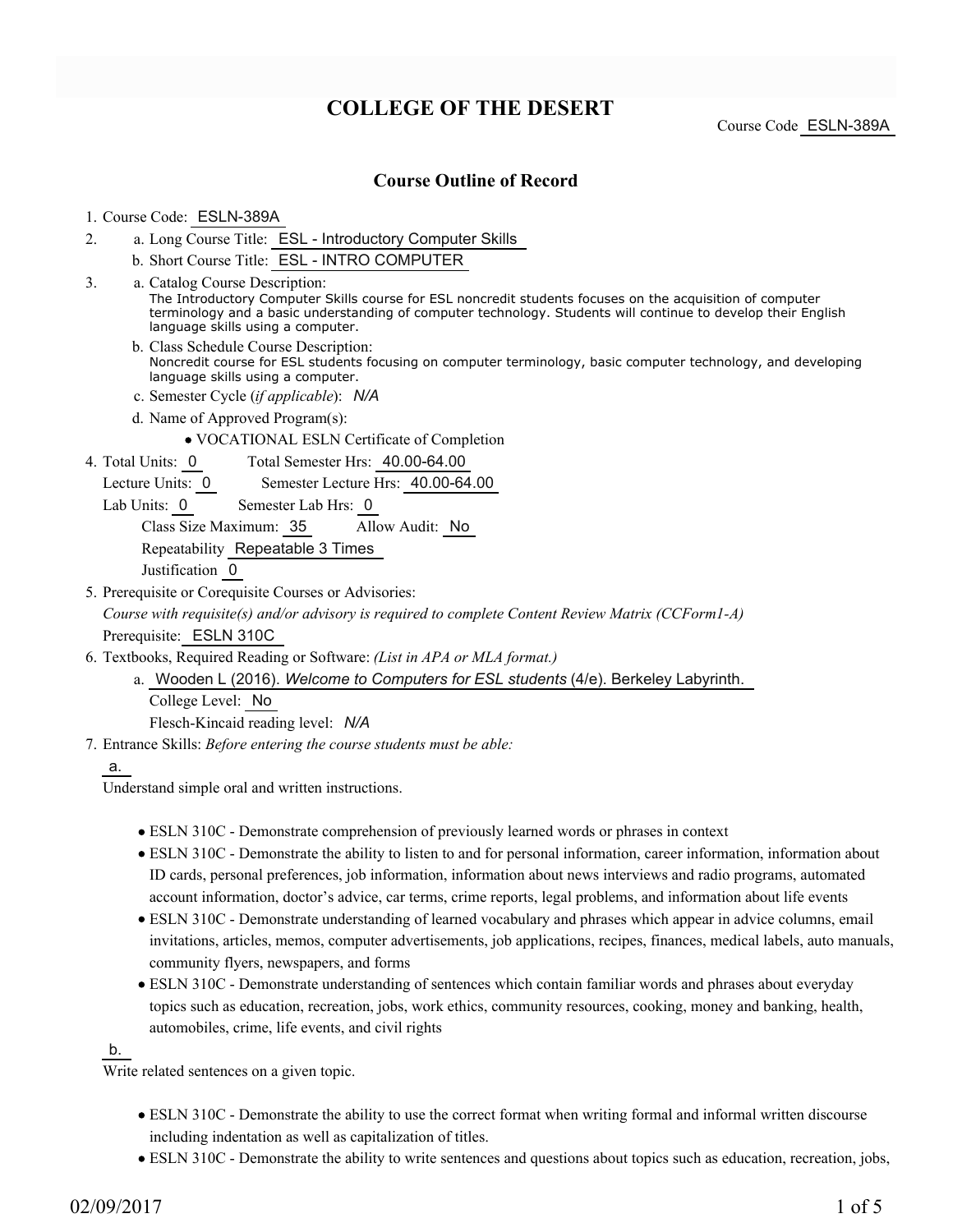# COLLEGE OF THE DESERT

Course Code ESLN-389A

## Course Outline of Record

1. Course Code: ESLN-389A
2. a. Long Course Title: ESL - Introductory Computer Skills
   b. Short Course Title: ESL - INTRO COMPUTER
3. a. Catalog Course Description:
   The Introductory Computer Skills course for ESL noncredit students focuses on the acquisition of computer terminology and a basic understanding of computer technology. Students will continue to develop their English language skills using a computer.
   b. Class Schedule Course Description:
   Noncredit course for ESL students focusing on computer terminology, basic computer technology, and developing language skills using a computer.
   c. Semester Cycle (*if applicable*): *N/A*
   d. Name of Approved Program(s):
      - VOCATIONAL ESLN Certificate of Completion
4. Total Units: 0 Total Semester Hrs: 40.00-64.00
   Lecture Units: 0 Semester Lecture Hrs: 40.00-64.00
   Lab Units: 0 Semester Lab Hrs: 0
   Class Size Maximum: 35 Allow Audit: No
   Repeatability Repeatable 3 Times
   Justification 0
5. Prerequisite or Corequisite Courses or Advisories:
   *Course with requisite(s) and/or advisory is required to complete Content Review Matrix (CCForm1-A)*
   Prerequisite: ESLN 310C
6. Textbooks, Required Reading or Software: *(List in APA or MLA format.)*
   a. Wooden L (2016). *Welcome to Computers for ESL students* (4/e). Berkeley Labyrinth.
      College Level: No
      Flesch-Kincaid reading level: *N/A*
7. Entrance Skills: *Before entering the course students must be able:*

   a.
   Understand simple oral and written instructions.

   - ESLN 310C - Demonstrate comprehension of previously learned words or phrases in context
   - ESLN 310C - Demonstrate the ability to listen to and for personal information, career information, information about ID cards, personal preferences, job information, information about news interviews and radio programs, automated account information, doctor's advice, car terms, crime reports, legal problems, and information about life events
   - ESLN 310C - Demonstrate understanding of learned vocabulary and phrases which appear in advice columns, email invitations, articles, memos, computer advertisements, job applications, recipes, finances, medical labels, auto manuals, community flyers, newspapers, and forms
   - ESLN 310C - Demonstrate understanding of sentences which contain familiar words and phrases about everyday topics such as education, recreation, jobs, work ethics, community resources, cooking, money and banking, health, automobiles, crime, life events, and civil rights

   b.
   Write related sentences on a given topic.

   - ESLN 310C - Demonstrate the ability to use the correct format when writing formal and informal written discourse including indentation as well as capitalization of titles.
   - ESLN 310C - Demonstrate the ability to write sentences and questions about topics such as education, recreation, jobs,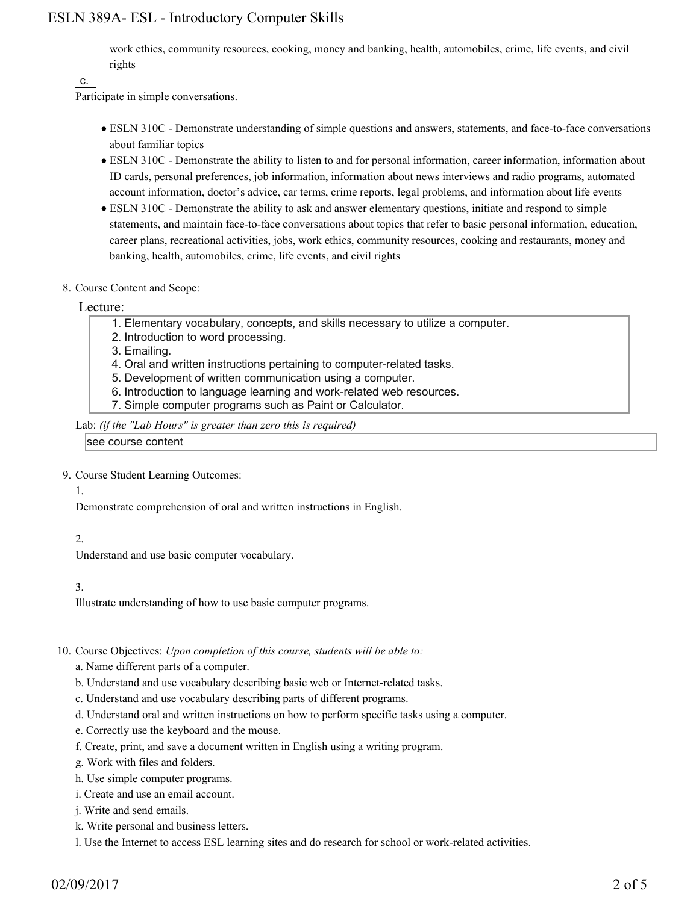work ethics, community resources, cooking, money and banking, health, automobiles, crime, life events, and civil rights

c.

Participate in simple conversations.

- ESLN 310C - Demonstrate understanding of simple questions and answers, statements, and face-to-face conversations about familiar topics
- ESLN 310C - Demonstrate the ability to listen to and for personal information, career information, information about ID cards, personal preferences, job information, information about news interviews and radio programs, automated account information, doctor's advice, car terms, crime reports, legal problems, and information about life events
- ESLN 310C - Demonstrate the ability to ask and answer elementary questions, initiate and respond to simple statements, and maintain face-to-face conversations about topics that refer to basic personal information, education, career plans, recreational activities, jobs, work ethics, community resources, cooking and restaurants, money and banking, health, automobiles, crime, life events, and civil rights

8. Course Content and Scope:

Lecture:

1. Elementary vocabulary, concepts, and skills necessary to utilize a computer.
2. Introduction to word processing.
3. Emailing.
4. Oral and written instructions pertaining to computer-related tasks.
5. Development of written communication using a computer.
6. Introduction to language learning and work-related web resources.
7. Simple computer programs such as Paint or Calculator.

Lab: *(if the "Lab Hours" is greater than zero this is required)*

see course content

9. Course Student Learning Outcomes:

1.

Demonstrate comprehension of oral and written instructions in English.

2.

Understand and use basic computer vocabulary.

3.

Illustrate understanding of how to use basic computer programs.

10. Course Objectives: *Upon completion of this course, students will be able to:*

a. Name different parts of a computer.
b. Understand and use vocabulary describing basic web or Internet-related tasks.
c. Understand and use vocabulary describing parts of different programs.
d. Understand oral and written instructions on how to perform specific tasks using a computer.
e. Correctly use the keyboard and the mouse.
f. Create, print, and save a document written in English using a writing program.
g. Work with files and folders.
h. Use simple computer programs.
i. Create and use an email account.
j. Write and send emails.
k. Write personal and business letters.
l. Use the Internet to access ESL learning sites and do research for school or work-related activities.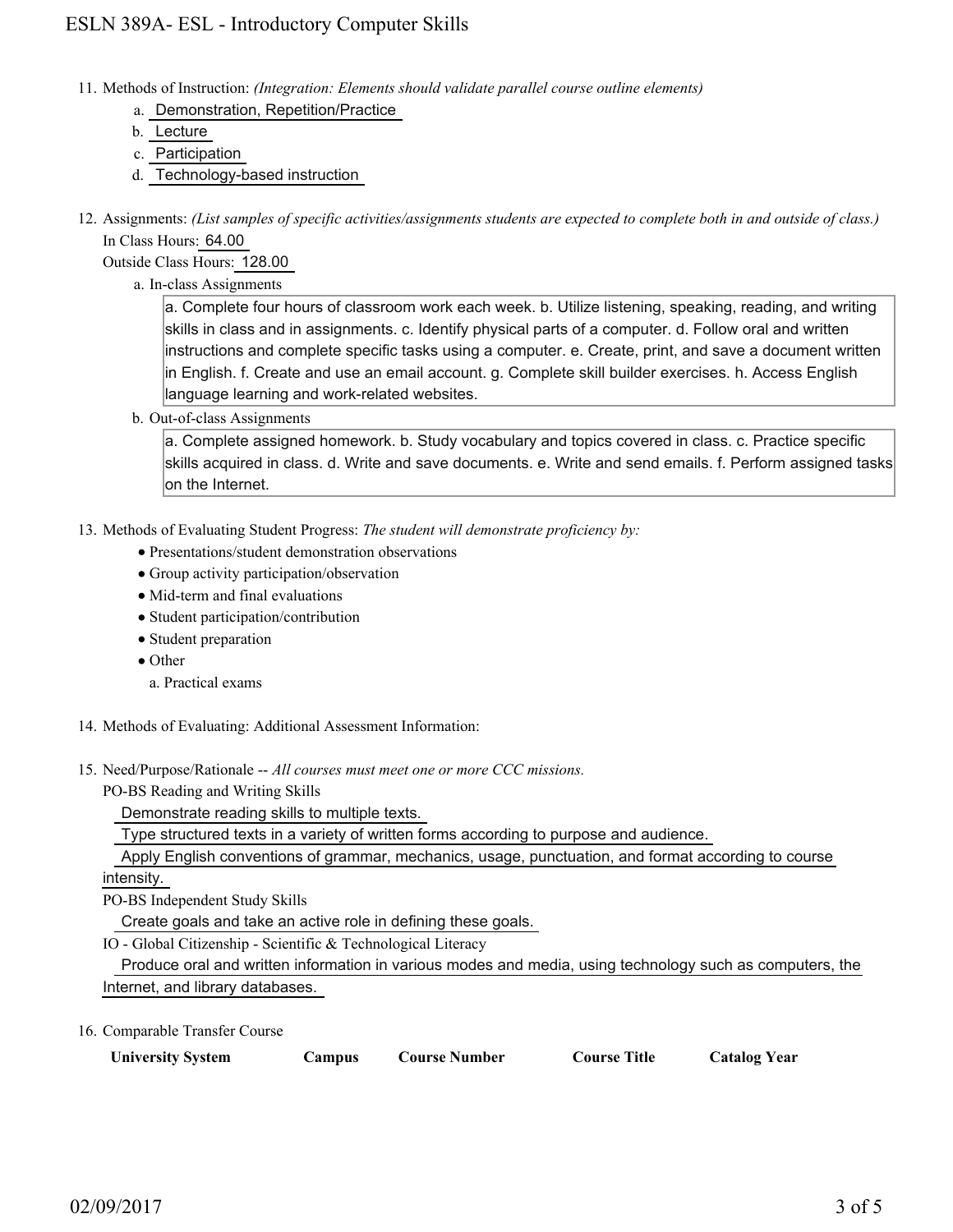11. Methods of Instruction: *(Integration: Elements should validate parallel course outline elements)*
    a. Demonstration, Repetition/Practice
    b. Lecture
    c. Participation
    d. Technology-based instruction

12. Assignments: *(List samples of specific activities/assignments students are expected to complete both in and outside of class.)*
    In Class Hours: 64.00
    Outside Class Hours: 128.00
    a. In-class Assignments

    a. Complete four hours of classroom work each week. b. Utilize listening, speaking, reading, and writing skills in class and in assignments. c. Identify physical parts of a computer. d. Follow oral and written instructions and complete specific tasks using a computer. e. Create, print, and save a document written in English. f. Create and use an email account. g. Complete skill builder exercises. h. Access English language learning and work-related websites.

    b. Out-of-class Assignments

    a. Complete assigned homework. b. Study vocabulary and topics covered in class. c. Practice specific skills acquired in class. d. Write and save documents. e. Write and send emails. f. Perform assigned tasks on the Internet.

13. Methods of Evaluating Student Progress: *The student will demonstrate proficiency by:*
    - Presentations/student demonstration observations
    - Group activity participation/observation
    - Mid-term and final evaluations
    - Student participation/contribution
    - Student preparation
    - Other
      a. Practical exams

14. Methods of Evaluating: Additional Assessment Information:

15. Need/Purpose/Rationale -- *All courses must meet one or more CCC missions.*
    PO-BS Reading and Writing Skills
    Demonstrate reading skills to multiple texts.
    Type structured texts in a variety of written forms according to purpose and audience.
    Apply English conventions of grammar, mechanics, usage, punctuation, and format according to course intensity.
    PO-BS Independent Study Skills
    Create goals and take an active role in defining these goals.
    IO - Global Citizenship - Scientific & Technological Literacy
    Produce oral and written information in various modes and media, using technology such as computers, the Internet, and library databases.

16. Comparable Transfer Course

| University System | Campus | Course Number | Course Title | Catalog Year |
|---|---|---|---|---|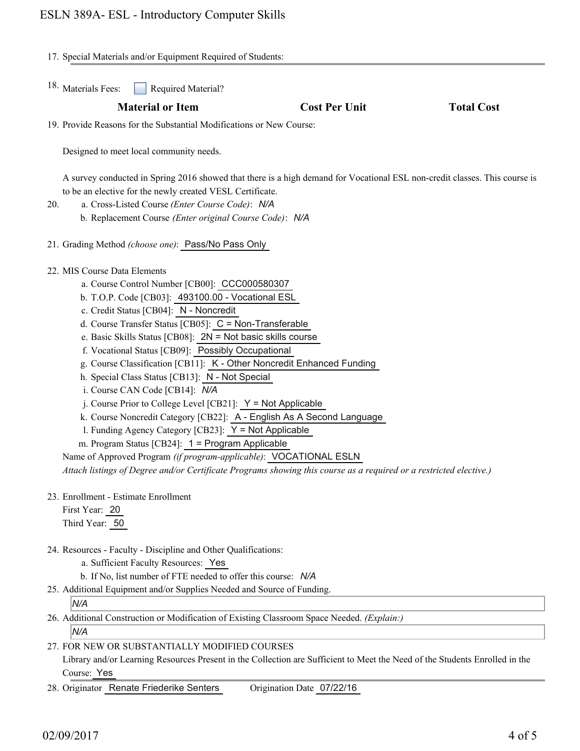17. Special Materials and/or Equipment Required of Students:

18. Materials Fees: ☐ Required Material?

| Material or Item | Cost Per Unit | Total Cost |
|---|---|---|

19. Provide Reasons for the Substantial Modifications or New Course:

Designed to meet local community needs.

A survey conducted in Spring 2016 showed that there is a high demand for Vocational ESL non-credit classes. This course is to be an elective for the newly created VESL Certificate.

20. a. Cross-Listed Course *(Enter Course Code)*: *N/A*
    b. Replacement Course *(Enter original Course Code)*: *N/A*

21. Grading Method *(choose one)*: Pass/No Pass Only

22. MIS Course Data Elements
    a. Course Control Number [CB00]: CCC000580307
    b. T.O.P. Code [CB03]: 493100.00 - Vocational ESL
    c. Credit Status [CB04]: N - Noncredit
    d. Course Transfer Status [CB05]: C = Non-Transferable
    e. Basic Skills Status [CB08]: 2N = Not basic skills course
    f. Vocational Status [CB09]: Possibly Occupational
    g. Course Classification [CB11]: K - Other Noncredit Enhanced Funding
    h. Special Class Status [CB13]: N - Not Special
    i. Course CAN Code [CB14]: *N/A*
    j. Course Prior to College Level [CB21]: Y = Not Applicable
    k. Course Noncredit Category [CB22]: A - English As A Second Language
    l. Funding Agency Category [CB23]: Y = Not Applicable
    m. Program Status [CB24]: 1 = Program Applicable

    Name of Approved Program *(if program-applicable)*: VOCATIONAL ESLN

    *Attach listings of Degree and/or Certificate Programs showing this course as a required or a restricted elective.)*

23. Enrollment - Estimate Enrollment
    First Year: 20
    Third Year: 50

24. Resources - Faculty - Discipline and Other Qualifications:
    a. Sufficient Faculty Resources: Yes
    b. If No, list number of FTE needed to offer this course: *N/A*

25. Additional Equipment and/or Supplies Needed and Source of Funding.
    *N/A*

26. Additional Construction or Modification of Existing Classroom Space Needed. *(Explain:)*
    *N/A*

27. FOR NEW OR SUBSTANTIALLY MODIFIED COURSES
    Library and/or Learning Resources Present in the Collection are Sufficient to Meet the Need of the Students Enrolled in the Course: Yes

28. Originator Renate Friederike Senters Origination Date 07/22/16